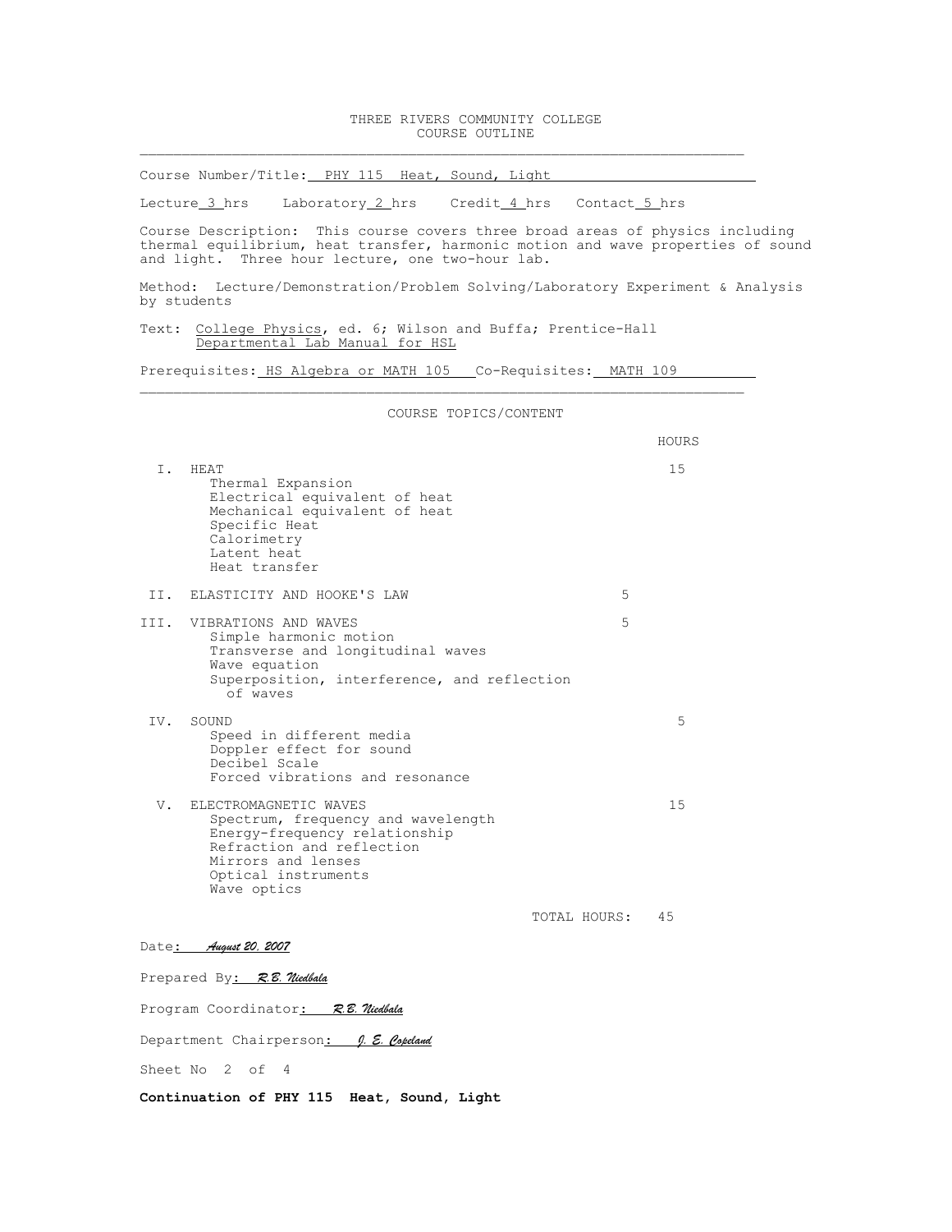# THREE RIVERS COMMUNITY COLLEGE
## COURSE OUTLINE

Course Number/Title: PHY 115 Heat, Sound, Light

Lecture 3 hrs Laboratory 2 hrs Credit 4 hrs Contact 5 hrs

Course Description: This course covers three broad areas of physics including thermal equilibrium, heat transfer, harmonic motion and wave properties of sound and light. Three hour lecture, one two-hour lab.

Method: Lecture/Demonstration/Problem Solving/Laboratory Experiment & Analysis by students

Text: College Physics, ed. 6; Wilson and Buffa; Prentice-Hall
Departmental Lab Manual for HSL

Prerequisites: HS Algebra or MATH 105 Co-Requisites: MATH 109

### COURSE TOPICS/CONTENT

| | Topic | HOURS |
|---|---|---|
| I. | HEAT<br>Thermal Expansion<br>Electrical equivalent of heat<br>Mechanical equivalent of heat<br>Specific Heat<br>Calorimetry<br>Latent heat<br>Heat transfer | 15 |
| II. | ELASTICITY AND HOOKE'S LAW | 5 |
| III. | VIBRATIONS AND WAVES<br>Simple harmonic motion<br>Transverse and longitudinal waves<br>Wave equation<br>Superposition, interference, and reflection of waves | 5 |
| IV. | SOUND<br>Speed in different media<br>Doppler effect for sound<br>Decibel Scale<br>Forced vibrations and resonance | 5 |
| V. | ELECTROMAGNETIC WAVES<br>Spectrum, frequency and wavelength<br>Energy-frequency relationship<br>Refraction and reflection<br>Mirrors and lenses<br>Optical instruments<br>Wave optics | 15 |
| | TOTAL HOURS: | 45 |

Date: *August 20, 2007*

Prepared By: *R.B. Niedbala*

Program Coordinator: *R.B. Niedbala*

Department Chairperson: *J. E. Copeland*

Sheet No 2 of 4

**Continuation of PHY 115 Heat, Sound, Light**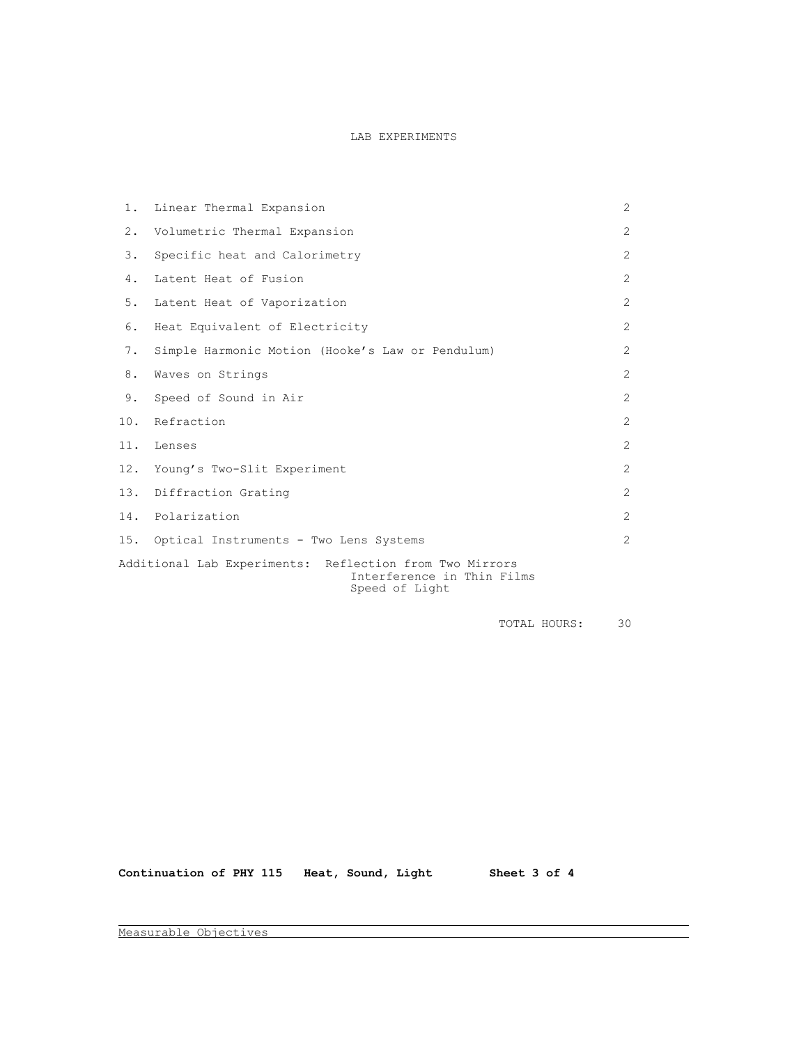# LAB EXPERIMENTS

| | Experiment | Hours |
|---|---|---|
| 1. | Linear Thermal Expansion | 2 |
| 2. | Volumetric Thermal Expansion | 2 |
| 3. | Specific heat and Calorimetry | 2 |
| 4. | Latent Heat of Fusion | 2 |
| 5. | Latent Heat of Vaporization | 2 |
| 6. | Heat Equivalent of Electricity | 2 |
| 7. | Simple Harmonic Motion (Hooke's Law or Pendulum) | 2 |
| 8. | Waves on Strings | 2 |
| 9. | Speed of Sound in Air | 2 |
| 10. | Refraction | 2 |
| 11. | Lenses | 2 |
| 12. | Young's Two-Slit Experiment | 2 |
| 13. | Diffraction Grating | 2 |
| 14. | Polarization | 2 |
| 15. | Optical Instruments - Two Lens Systems | 2 |

Additional Lab Experiments:
- Reflection from Two Mirrors
- Interference in Thin Films
- Speed of Light

TOTAL HOURS: 30

**Continuation of PHY 115 Heat, Sound, Light**

Measurable Objectives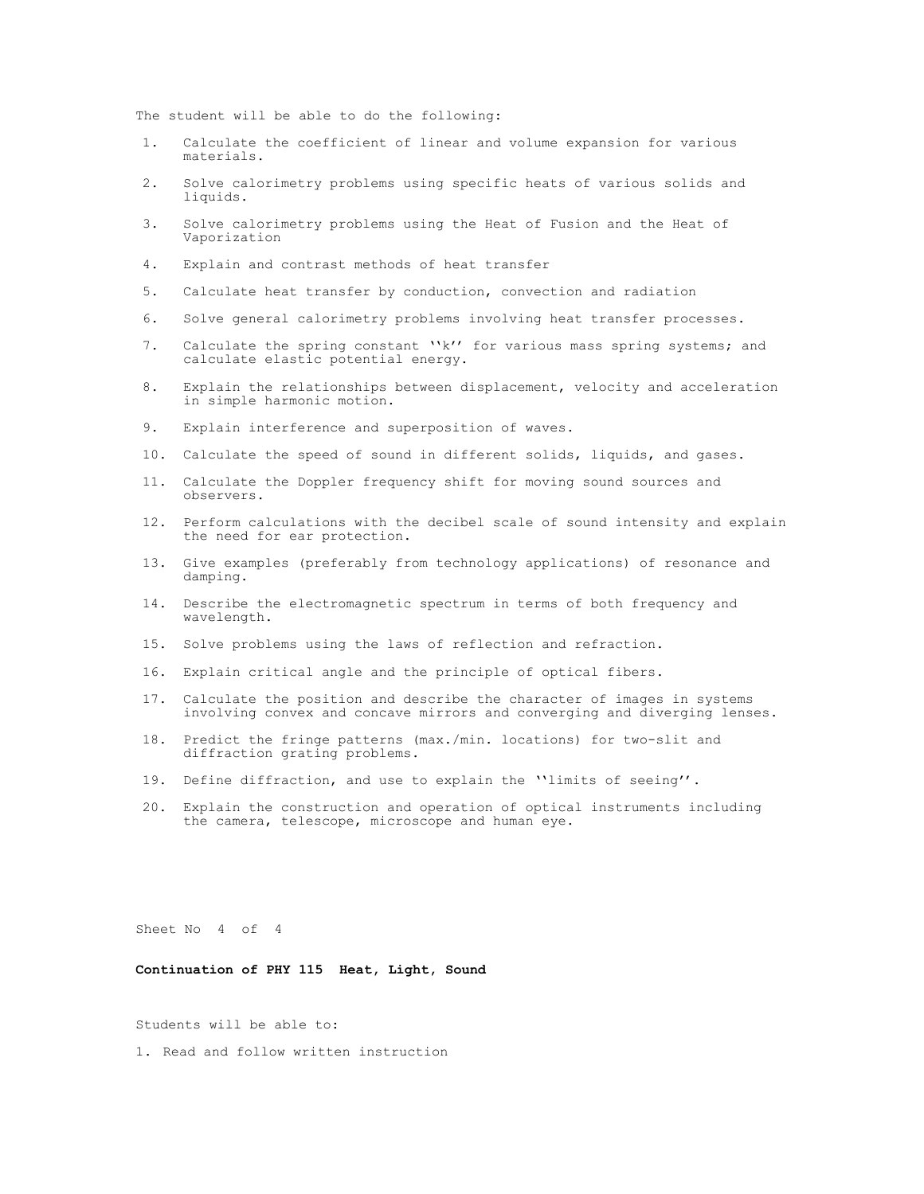The student will be able to do the following:

1. Calculate the coefficient of linear and volume expansion for various materials.
2. Solve calorimetry problems using specific heats of various solids and liquids.
3. Solve calorimetry problems using the Heat of Fusion and the Heat of Vaporization
4. Explain and contrast methods of heat transfer
5. Calculate heat transfer by conduction, convection and radiation
6. Solve general calorimetry problems involving heat transfer processes.
7. Calculate the spring constant ''k'' for various mass spring systems; and calculate elastic potential energy.
8. Explain the relationships between displacement, velocity and acceleration in simple harmonic motion.
9. Explain interference and superposition of waves.
10. Calculate the speed of sound in different solids, liquids, and gases.
11. Calculate the Doppler frequency shift for moving sound sources and observers.
12. Perform calculations with the decibel scale of sound intensity and explain the need for ear protection.
13. Give examples (preferably from technology applications) of resonance and damping.
14. Describe the electromagnetic spectrum in terms of both frequency and wavelength.
15. Solve problems using the laws of reflection and refraction.
16. Explain critical angle and the principle of optical fibers.
17. Calculate the position and describe the character of images in systems involving convex and concave mirrors and converging and diverging lenses.
18. Predict the fringe patterns (max./min. locations) for two-slit and diffraction grating problems.
19. Define diffraction, and use to explain the ''limits of seeing''.
20. Explain the construction and operation of optical instruments including the camera, telescope, microscope and human eye.

**Continuation of PHY 115 Heat, Light, Sound**

Students will be able to:

1. Read and follow written instruction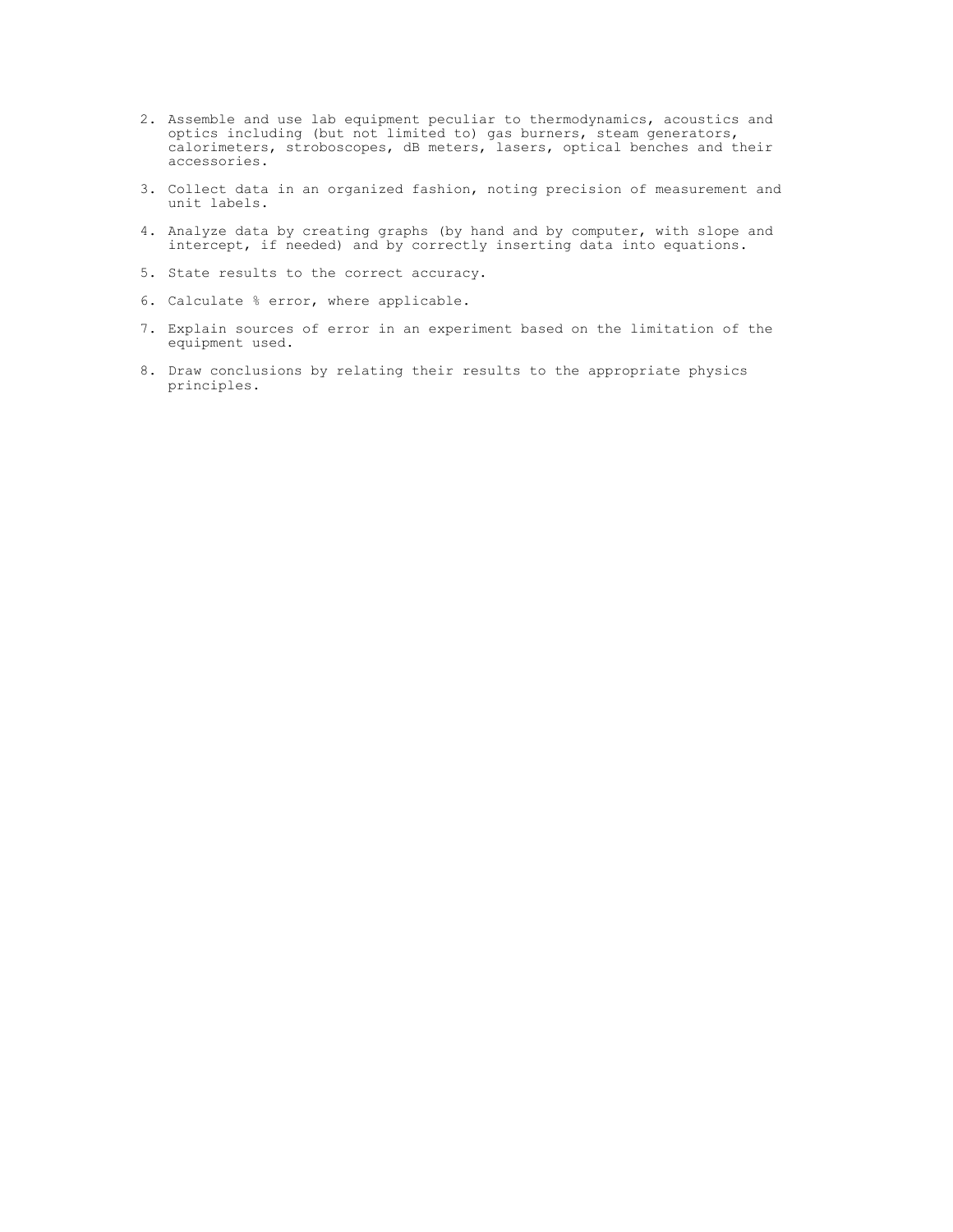2. Assemble and use lab equipment peculiar to thermodynamics, acoustics and optics including (but not limited to) gas burners, steam generators, calorimeters, stroboscopes, dB meters, lasers, optical benches and their accessories.

3. Collect data in an organized fashion, noting precision of measurement and unit labels.

4. Analyze data by creating graphs (by hand and by computer, with slope and intercept, if needed) and by correctly inserting data into equations.

5. State results to the correct accuracy.

6. Calculate % error, where applicable.

7. Explain sources of error in an experiment based on the limitation of the equipment used.

8. Draw conclusions by relating their results to the appropriate physics principles.